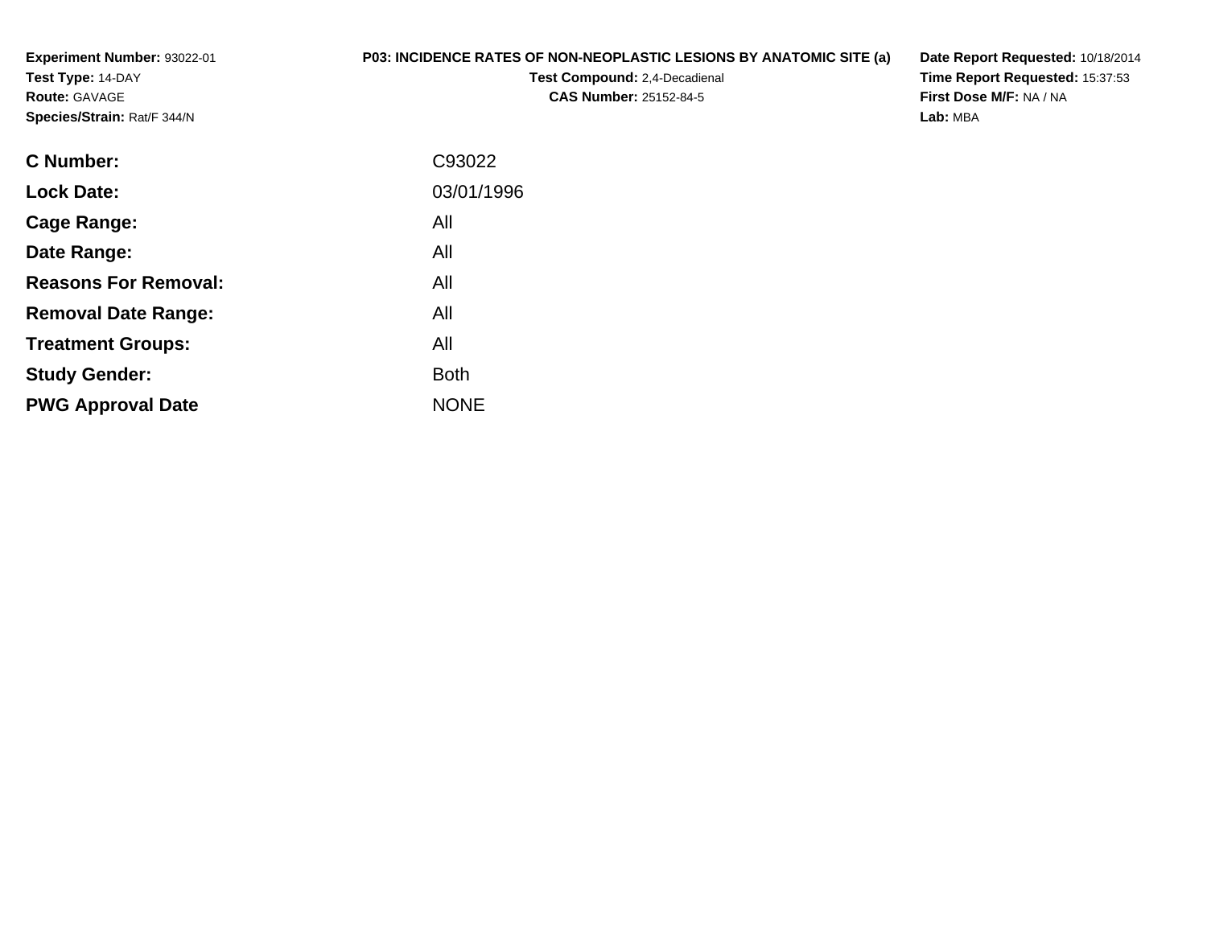**Experiment Number:** 93022-01
**Test Type:** 14-DAY
**Route:** GAVAGE
**Species/Strain:** Rat/F 344/N

**P03: INCIDENCE RATES OF NON-NEOPLASTIC LESIONS BY ANATOMIC SITE (a)**
**Test Compound:** 2,4-Decadienal
**CAS Number:** 25152-84-5

**Date Report Requested:** 10/18/2014
**Time Report Requested:** 15:37:53
**First Dose M/F:** NA / NA
**Lab:** MBA

| | |
|---|---|
| **C Number:** | C93022 |
| **Lock Date:** | 03/01/1996 |
| **Cage Range:** | All |
| **Date Range:** | All |
| **Reasons For Removal:** | All |
| **Removal Date Range:** | All |
| **Treatment Groups:** | All |
| **Study Gender:** | Both |
| **PWG Approval Date** | NONE |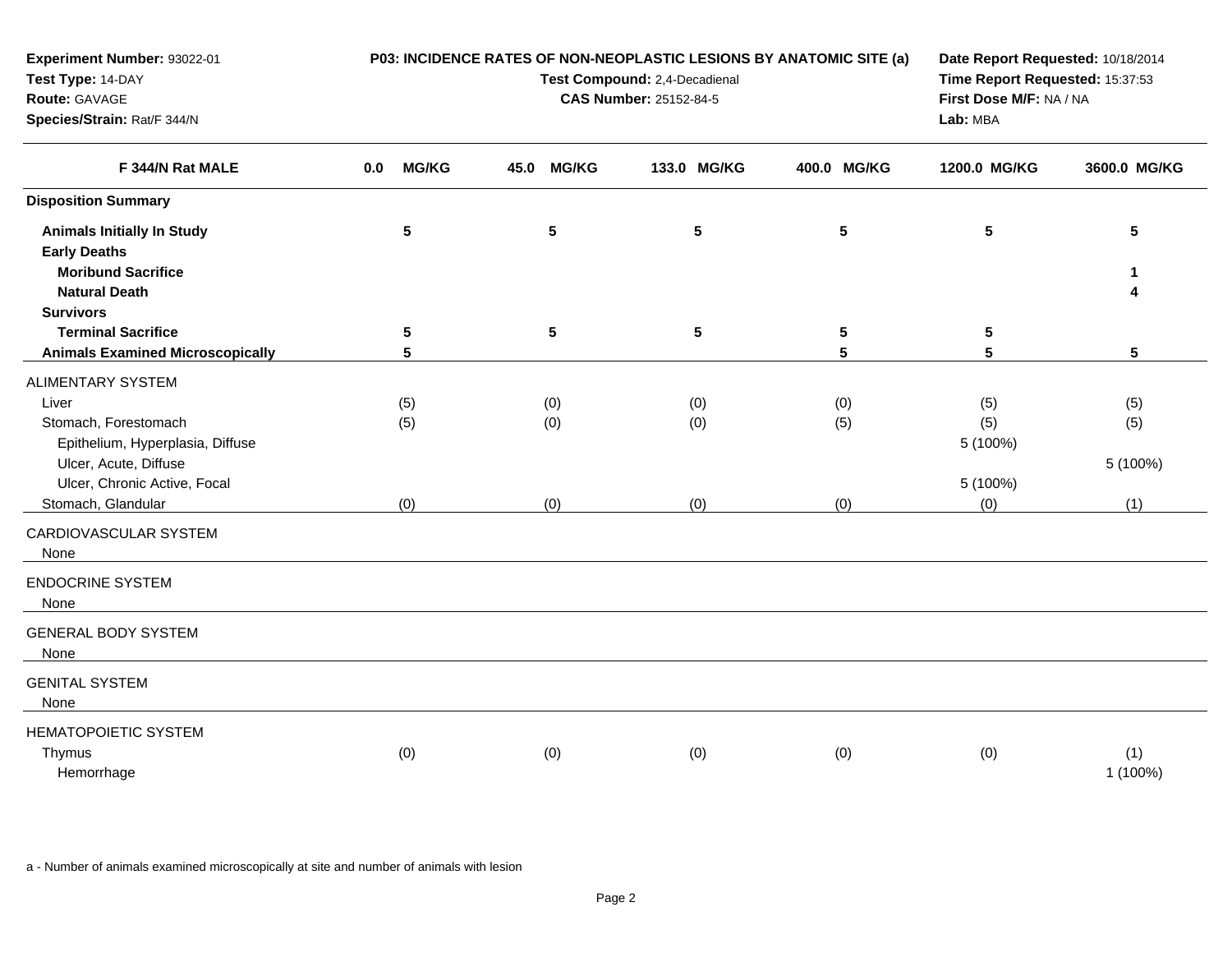**Experiment Number:** 93022-01
**Test Type:** 14-DAY
**Route:** GAVAGE
**Species/Strain:** Rat/F 344/N

**P03: INCIDENCE RATES OF NON-NEOPLASTIC LESIONS BY ANATOMIC SITE (a)**
**Test Compound:** 2,4-Decadienal
**CAS Number:** 25152-84-5

**Date Report Requested:** 10/18/2014
**Time Report Requested:** 15:37:53
**First Dose M/F:** NA / NA
**Lab:** MBA

| F 344/N Rat MALE | 0.0 MG/KG | 45.0 MG/KG | 133.0 MG/KG | 400.0 MG/KG | 1200.0 MG/KG | 3600.0 MG/KG |
|---|---|---|---|---|---|---|
| **Disposition Summary** | | | | | | |
| **Animals Initially In Study** | 5 | 5 | 5 | 5 | 5 | 5 |
| **Early Deaths** | | | | | | |
| **Moribund Sacrifice** | | | | | | 1 |
| **Natural Death** | | | | | | 4 |
| **Survivors** | | | | | | |
| **Terminal Sacrifice** | 5 | 5 | 5 | 5 | 5 | |
| **Animals Examined Microscopically** | 5 | | | 5 | 5 | 5 |
| ALIMENTARY SYSTEM | | | | | | |
| Liver | (5) | (0) | (0) | (0) | (5) | (5) |
| Stomach, Forestomach | (5) | (0) | (0) | (5) | (5) | (5) |
| Epithelium, Hyperplasia, Diffuse | | | | | 5 (100%) | |
| Ulcer, Acute, Diffuse | | | | | | 5 (100%) |
| Ulcer, Chronic Active, Focal | | | | | 5 (100%) | |
| Stomach, Glandular | (0) | (0) | (0) | (0) | (0) | (1) |
| CARDIOVASCULAR SYSTEM | | | | | | |
| None | | | | | | |
| ENDOCRINE SYSTEM | | | | | | |
| None | | | | | | |
| GENERAL BODY SYSTEM | | | | | | |
| None | | | | | | |
| GENITAL SYSTEM | | | | | | |
| None | | | | | | |
| HEMATOPOIETIC SYSTEM | | | | | | |
| Thymus | (0) | (0) | (0) | (0) | (0) | (1) |
| Hemorrhage | | | | | | 1 (100%) |

a - Number of animals examined microscopically at site and number of animals with lesion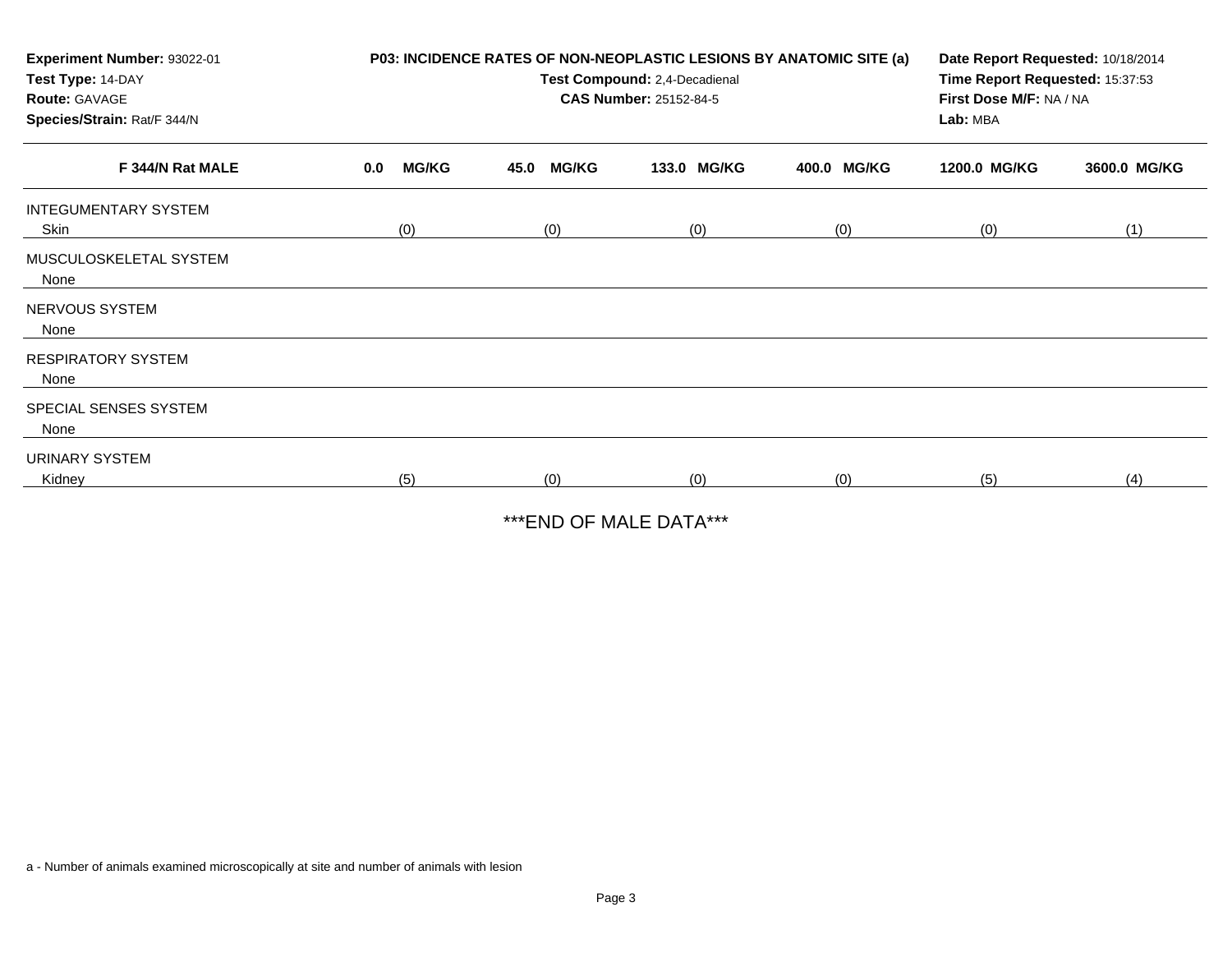**Experiment Number:** 93022-01
**Test Type:** 14-DAY
**Route:** GAVAGE
**Species/Strain:** Rat/F 344/N

**P03: INCIDENCE RATES OF NON-NEOPLASTIC LESIONS BY ANATOMIC SITE (a)**
**Test Compound:** 2,4-Decadienal
**CAS Number:** 25152-84-5

**Date Report Requested:** 10/18/2014
**Time Report Requested:** 15:37:53
**First Dose M/F:** NA / NA
**Lab:** MBA

| F 344/N Rat MALE | 0.0 MG/KG | 45.0 MG/KG | 133.0 MG/KG | 400.0 MG/KG | 1200.0 MG/KG | 3600.0 MG/KG |
|---|---|---|---|---|---|---|
| INTEGUMENTARY SYSTEM | | | | | | |
| Skin | (0) | (0) | (0) | (0) | (0) | (1) |
| MUSCULOSKELETAL SYSTEM | | | | | | |
| None | | | | | | |
| NERVOUS SYSTEM | | | | | | |
| None | | | | | | |
| RESPIRATORY SYSTEM | | | | | | |
| None | | | | | | |
| SPECIAL SENSES SYSTEM | | | | | | |
| None | | | | | | |
| URINARY SYSTEM | | | | | | |
| Kidney | (5) | (0) | (0) | (0) | (5) | (4) |

***END OF MALE DATA***

a - Number of animals examined microscopically at site and number of animals with lesion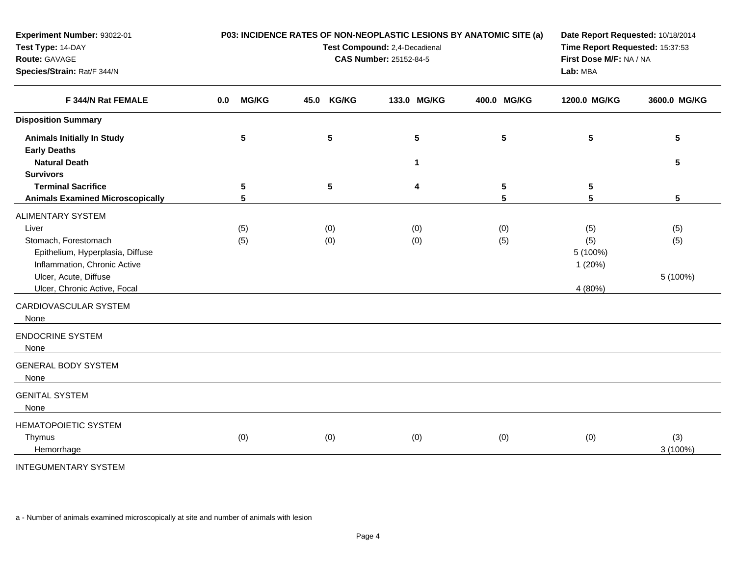**Experiment Number:** 93022-01
**Test Type:** 14-DAY
**Route:** GAVAGE
**Species/Strain:** Rat/F 344/N

**P03: INCIDENCE RATES OF NON-NEOPLASTIC LESIONS BY ANATOMIC SITE (a)**
**Test Compound:** 2,4-Decadienal
**CAS Number:** 25152-84-5

**Date Report Requested:** 10/18/2014
**Time Report Requested:** 15:37:53
**First Dose M/F:** NA / NA
**Lab:** MBA

| F 344/N Rat FEMALE | 0.0 MG/KG | 45.0 KG/KG | 133.0 MG/KG | 400.0 MG/KG | 1200.0 MG/KG | 3600.0 MG/KG |
|---|---|---|---|---|---|---|
| **Disposition Summary** | | | | | | |
| **Animals Initially In Study** | 5 | 5 | 5 | 5 | 5 | 5 |
| **Early Deaths** | | | | | | |
| **Natural Death** | | | 1 | | | 5 |
| **Survivors** | | | | | | |
| **Terminal Sacrifice** | 5 | 5 | 4 | 5 | 5 | |
| **Animals Examined Microscopically** | 5 | | | 5 | 5 | 5 |
| ALIMENTARY SYSTEM | | | | | | |
| Liver | (5) | (0) | (0) | (0) | (5) | (5) |
| Stomach, Forestomach | (5) | (0) | (0) | (5) | (5) | (5) |
| Epithelium, Hyperplasia, Diffuse | | | | | 5 (100%) | |
| Inflammation, Chronic Active | | | | | 1 (20%) | |
| Ulcer, Acute, Diffuse | | | | | | 5 (100%) |
| Ulcer, Chronic Active, Focal | | | | | 4 (80%) | |
| CARDIOVASCULAR SYSTEM | | | | | | |
| None | | | | | | |
| ENDOCRINE SYSTEM | | | | | | |
| None | | | | | | |
| GENERAL BODY SYSTEM | | | | | | |
| None | | | | | | |
| GENITAL SYSTEM | | | | | | |
| None | | | | | | |
| HEMATOPOIETIC SYSTEM | | | | | | |
| Thymus | (0) | (0) | (0) | (0) | (0) | (3) |
| Hemorrhage | | | | | | 3 (100%) |
| INTEGUMENTARY SYSTEM | | | | | | |

a - Number of animals examined microscopically at site and number of animals with lesion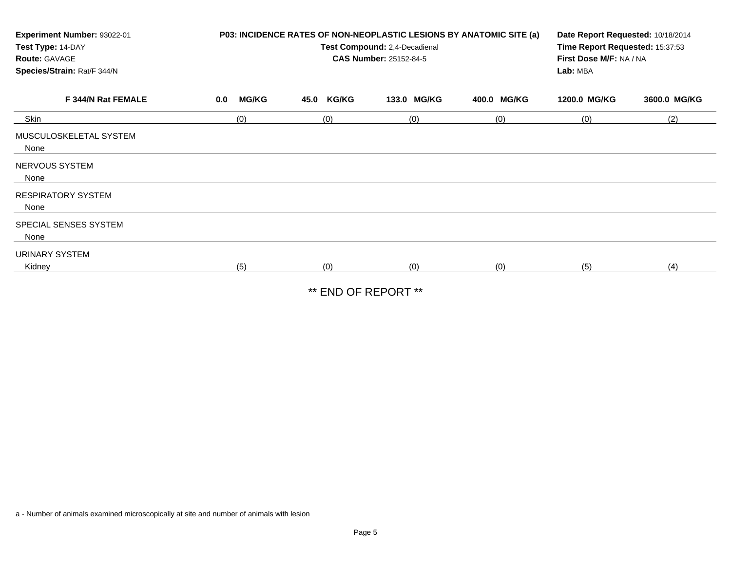**Experiment Number:** 93022-01
**Test Type:** 14-DAY
**Route:** GAVAGE
**Species/Strain:** Rat/F 344/N

**P03: INCIDENCE RATES OF NON-NEOPLASTIC LESIONS BY ANATOMIC SITE (a)**
**Test Compound:** 2,4-Decadienal
**CAS Number:** 25152-84-5

**Date Report Requested:** 10/18/2014
**Time Report Requested:** 15:37:53
**First Dose M/F:** NA / NA
**Lab:** MBA

| F 344/N Rat FEMALE | 0.0 MG/KG | 45.0 KG/KG | 133.0 MG/KG | 400.0 MG/KG | 1200.0 MG/KG | 3600.0 MG/KG |
|---|---|---|---|---|---|---|
| Skin | (0) | (0) | (0) | (0) | (0) | (2) |
| MUSCULOSKELETAL SYSTEM | | | | | | |
| None | | | | | | |
| NERVOUS SYSTEM | | | | | | |
| None | | | | | | |
| RESPIRATORY SYSTEM | | | | | | |
| None | | | | | | |
| SPECIAL SENSES SYSTEM | | | | | | |
| None | | | | | | |
| URINARY SYSTEM | | | | | | |
| Kidney | (5) | (0) | (0) | (0) | (5) | (4) |

** END OF REPORT **

a - Number of animals examined microscopically at site and number of animals with lesion